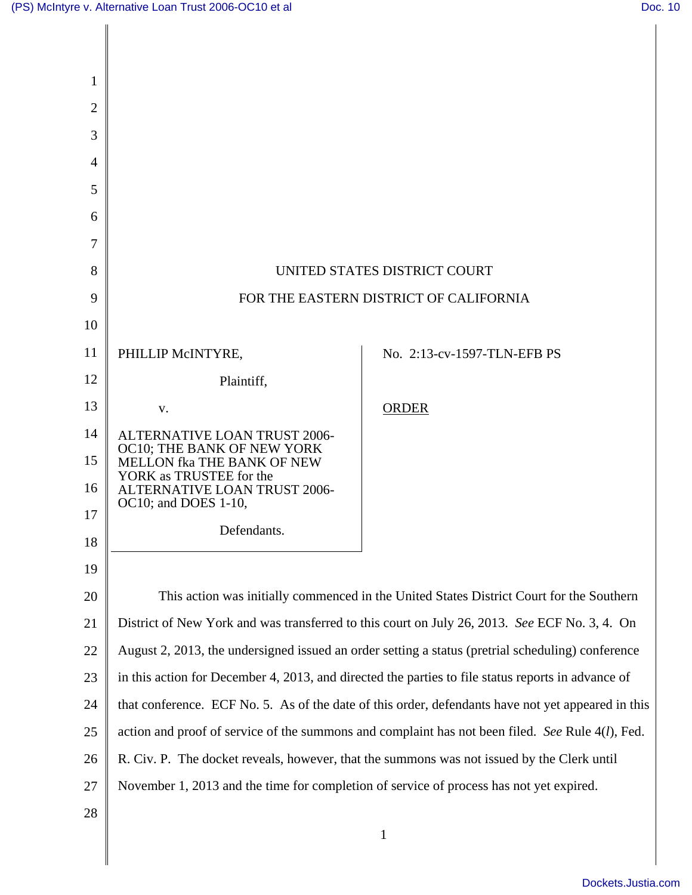UNITED STATES DISTRICT COURT

FOR THE EASTERN DISTRICT OF CALIFORNIA

| | |
|---|---|
| PHILLIP McINTYRE,<br><br>Plaintiff,<br><br>v.<br><br>ALTERNATIVE LOAN TRUST 2006-OC10; THE BANK OF NEW YORK MELLON fka THE BANK OF NEW YORK as TRUSTEE for the ALTERNATIVE LOAN TRUST 2006-OC10; and DOES 1-10,<br><br>Defendants. | No. 2:13-cv-1597-TLN-EFB PS<br><br><u>ORDER</u> |

This action was initially commenced in the United States District Court for the Southern District of New York and was transferred to this court on July 26, 2013. *See* ECF No. 3, 4. On August 2, 2013, the undersigned issued an order setting a status (pretrial scheduling) conference in this action for December 4, 2013, and directed the parties to file status reports in advance of that conference. ECF No. 5. As of the date of this order, defendants have not yet appeared in this action and proof of service of the summons and complaint has not been filed. *See* Rule 4(*l*), Fed. R. Civ. P. The docket reveals, however, that the summons was not issued by the Clerk until November 1, 2013 and the time for completion of service of process has not yet expired.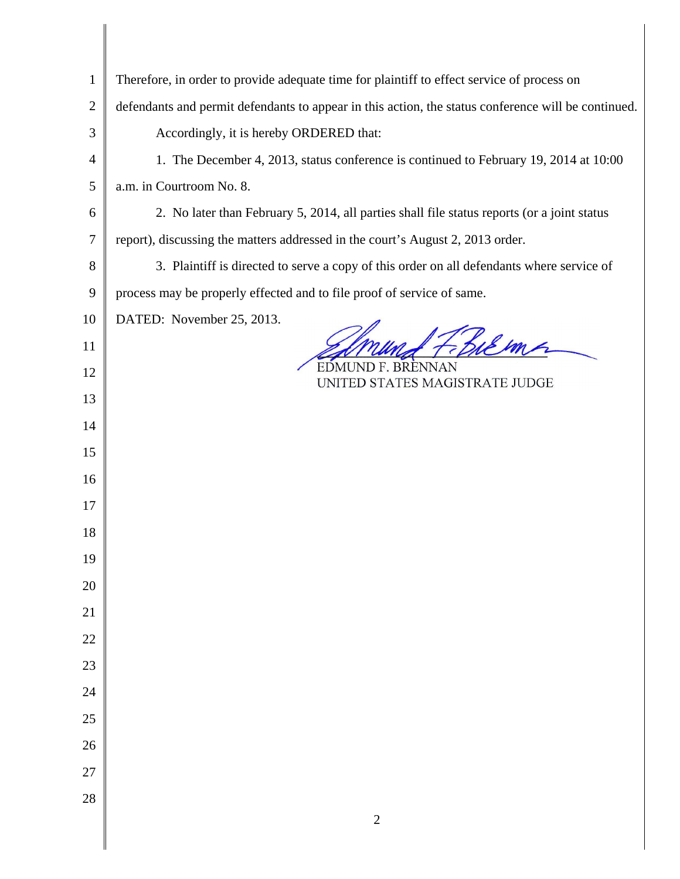Therefore, in order to provide adequate time for plaintiff to effect service of process on defendants and permit defendants to appear in this action, the status conference will be continued.

Accordingly, it is hereby ORDERED that:

1. The December 4, 2013, status conference is continued to February 19, 2014 at 10:00 a.m. in Courtroom No. 8.

2. No later than February 5, 2014, all parties shall file status reports (or a joint status report), discussing the matters addressed in the court's August 2, 2013 order.

3. Plaintiff is directed to serve a copy of this order on all defendants where service of process may be properly effected and to file proof of service of same.

DATED: November 25, 2013.

EDMUND F. BRENNAN
UNITED STATES MAGISTRATE JUDGE